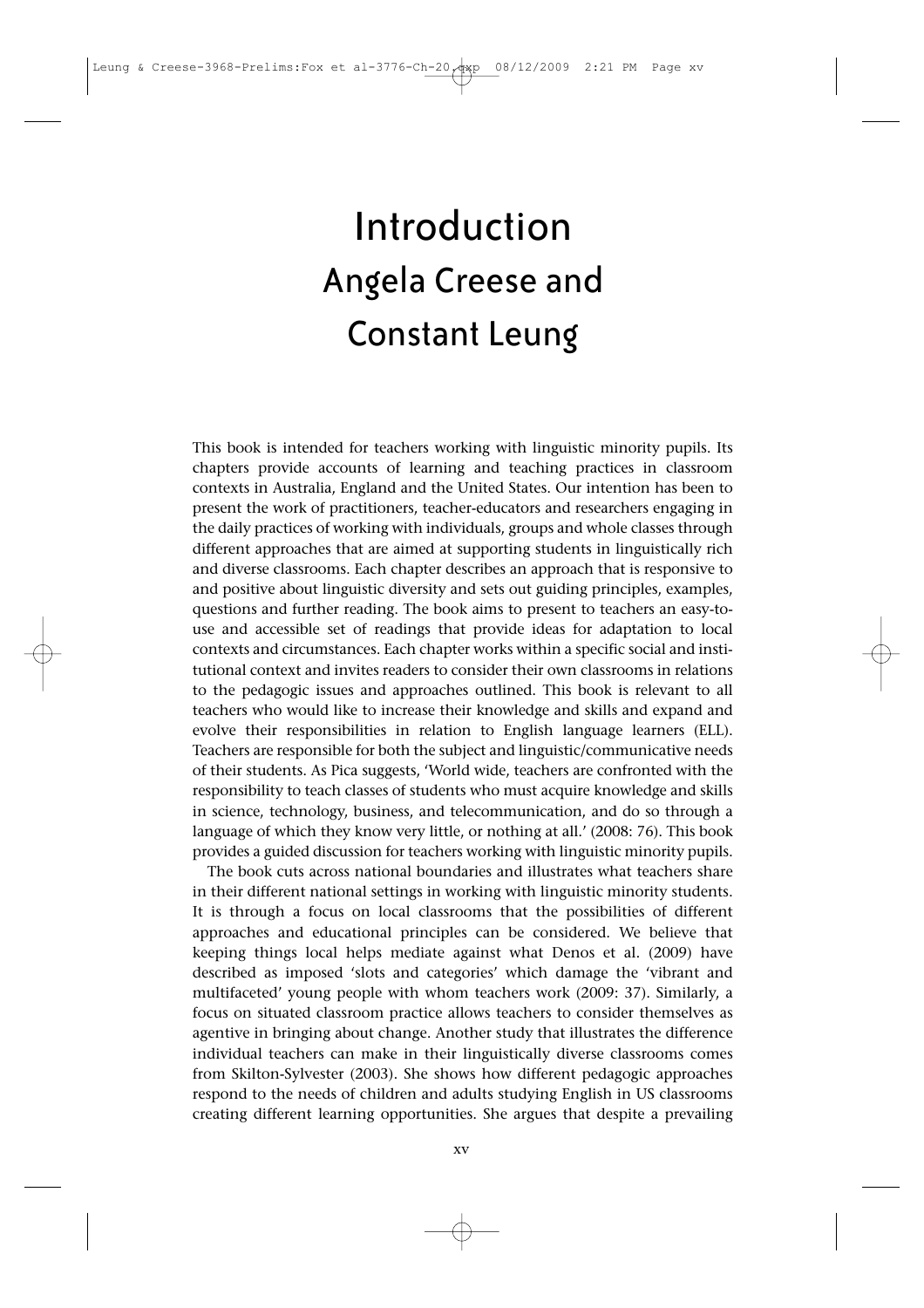# Introduction
## Angela Creese and Constant Leung

This book is intended for teachers working with linguistic minority pupils. Its chapters provide accounts of learning and teaching practices in classroom contexts in Australia, England and the United States. Our intention has been to present the work of practitioners, teacher-educators and researchers engaging in the daily practices of working with individuals, groups and whole classes through different approaches that are aimed at supporting students in linguistically rich and diverse classrooms. Each chapter describes an approach that is responsive to and positive about linguistic diversity and sets out guiding principles, examples, questions and further reading. The book aims to present to teachers an easy-to-use and accessible set of readings that provide ideas for adaptation to local contexts and circumstances. Each chapter works within a specific social and institutional context and invites readers to consider their own classrooms in relations to the pedagogic issues and approaches outlined. This book is relevant to all teachers who would like to increase their knowledge and skills and expand and evolve their responsibilities in relation to English language learners (ELL). Teachers are responsible for both the subject and linguistic/communicative needs of their students. As Pica suggests, 'World wide, teachers are confronted with the responsibility to teach classes of students who must acquire knowledge and skills in science, technology, business, and telecommunication, and do so through a language of which they know very little, or nothing at all.' (2008: 76). This book provides a guided discussion for teachers working with linguistic minority pupils.

The book cuts across national boundaries and illustrates what teachers share in their different national settings in working with linguistic minority students. It is through a focus on local classrooms that the possibilities of different approaches and educational principles can be considered. We believe that keeping things local helps mediate against what Denos et al. (2009) have described as imposed 'slots and categories' which damage the 'vibrant and multifaceted' young people with whom teachers work (2009: 37). Similarly, a focus on situated classroom practice allows teachers to consider themselves as agentive in bringing about change. Another study that illustrates the difference individual teachers can make in their linguistically diverse classrooms comes from Skilton-Sylvester (2003). She shows how different pedagogic approaches respond to the needs of children and adults studying English in US classrooms creating different learning opportunities. She argues that despite a prevailing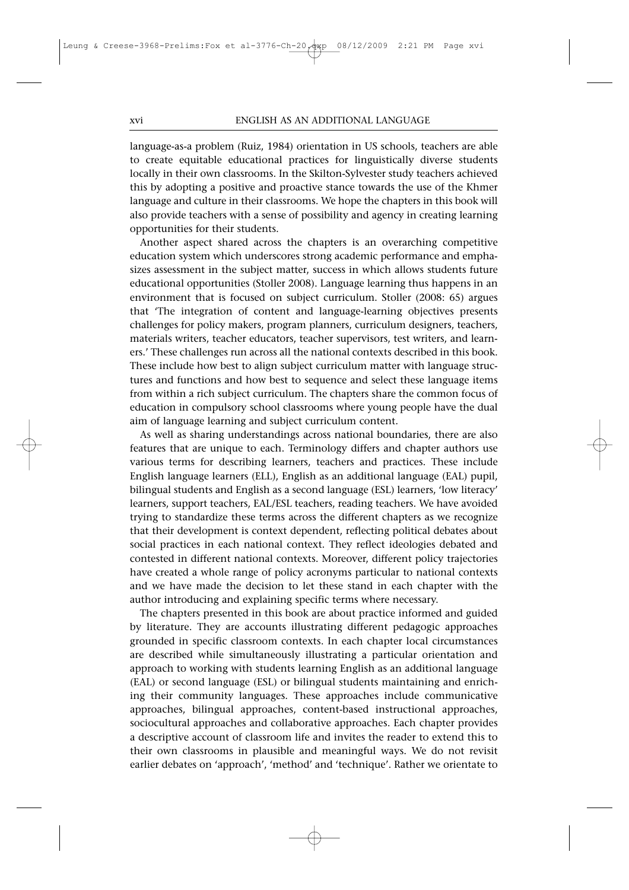language-as-a problem (Ruiz, 1984) orientation in US schools, teachers are able to create equitable educational practices for linguistically diverse students locally in their own classrooms. In the Skilton-Sylvester study teachers achieved this by adopting a positive and proactive stance towards the use of the Khmer language and culture in their classrooms. We hope the chapters in this book will also provide teachers with a sense of possibility and agency in creating learning opportunities for their students.

Another aspect shared across the chapters is an overarching competitive education system which underscores strong academic performance and emphasizes assessment in the subject matter, success in which allows students future educational opportunities (Stoller 2008). Language learning thus happens in an environment that is focused on subject curriculum. Stoller (2008: 65) argues that 'The integration of content and language-learning objectives presents challenges for policy makers, program planners, curriculum designers, teachers, materials writers, teacher educators, teacher supervisors, test writers, and learners.' These challenges run across all the national contexts described in this book. These include how best to align subject curriculum matter with language structures and functions and how best to sequence and select these language items from within a rich subject curriculum. The chapters share the common focus of education in compulsory school classrooms where young people have the dual aim of language learning and subject curriculum content.

As well as sharing understandings across national boundaries, there are also features that are unique to each. Terminology differs and chapter authors use various terms for describing learners, teachers and practices. These include English language learners (ELL), English as an additional language (EAL) pupil, bilingual students and English as a second language (ESL) learners, 'low literacy' learners, support teachers, EAL/ESL teachers, reading teachers. We have avoided trying to standardize these terms across the different chapters as we recognize that their development is context dependent, reflecting political debates about social practices in each national context. They reflect ideologies debated and contested in different national contexts. Moreover, different policy trajectories have created a whole range of policy acronyms particular to national contexts and we have made the decision to let these stand in each chapter with the author introducing and explaining specific terms where necessary.

The chapters presented in this book are about practice informed and guided by literature. They are accounts illustrating different pedagogic approaches grounded in specific classroom contexts. In each chapter local circumstances are described while simultaneously illustrating a particular orientation and approach to working with students learning English as an additional language (EAL) or second language (ESL) or bilingual students maintaining and enriching their community languages. These approaches include communicative approaches, bilingual approaches, content-based instructional approaches, sociocultural approaches and collaborative approaches. Each chapter provides a descriptive account of classroom life and invites the reader to extend this to their own classrooms in plausible and meaningful ways. We do not revisit earlier debates on 'approach', 'method' and 'technique'. Rather we orientate to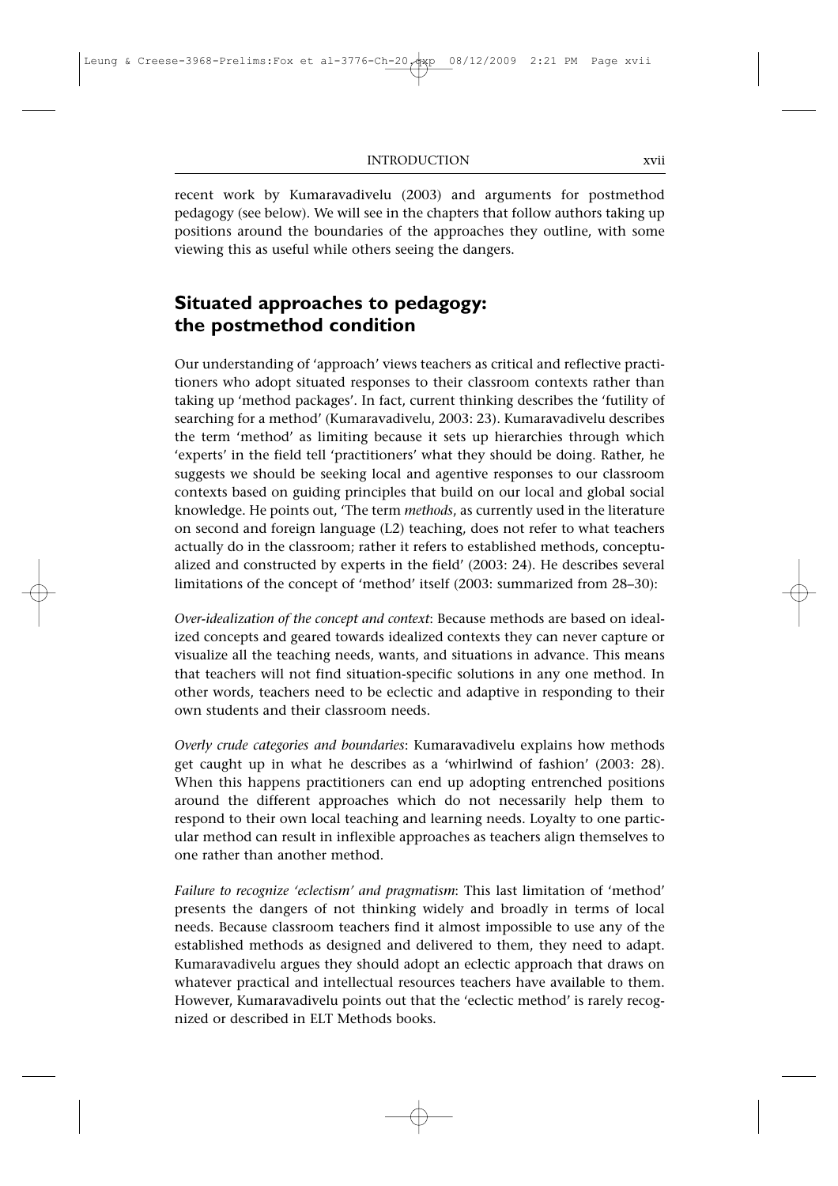recent work by Kumaravadivelu (2003) and arguments for postmethod pedagogy (see below). We will see in the chapters that follow authors taking up positions around the boundaries of the approaches they outline, with some viewing this as useful while others seeing the dangers.

## Situated approaches to pedagogy: the postmethod condition

Our understanding of 'approach' views teachers as critical and reflective practitioners who adopt situated responses to their classroom contexts rather than taking up 'method packages'. In fact, current thinking describes the 'futility of searching for a method' (Kumaravadivelu, 2003: 23). Kumaravadivelu describes the term 'method' as limiting because it sets up hierarchies through which 'experts' in the field tell 'practitioners' what they should be doing. Rather, he suggests we should be seeking local and agentive responses to our classroom contexts based on guiding principles that build on our local and global social knowledge. He points out, 'The term *methods*, as currently used in the literature on second and foreign language (L2) teaching, does not refer to what teachers actually do in the classroom; rather it refers to established methods, conceptualized and constructed by experts in the field' (2003: 24). He describes several limitations of the concept of 'method' itself (2003: summarized from 28–30):

*Over-idealization of the concept and context*: Because methods are based on idealized concepts and geared towards idealized contexts they can never capture or visualize all the teaching needs, wants, and situations in advance. This means that teachers will not find situation-specific solutions in any one method. In other words, teachers need to be eclectic and adaptive in responding to their own students and their classroom needs.

*Overly crude categories and boundaries*: Kumaravadivelu explains how methods get caught up in what he describes as a 'whirlwind of fashion' (2003: 28). When this happens practitioners can end up adopting entrenched positions around the different approaches which do not necessarily help them to respond to their own local teaching and learning needs. Loyalty to one particular method can result in inflexible approaches as teachers align themselves to one rather than another method.

*Failure to recognize 'eclectism' and pragmatism*: This last limitation of 'method' presents the dangers of not thinking widely and broadly in terms of local needs. Because classroom teachers find it almost impossible to use any of the established methods as designed and delivered to them, they need to adapt. Kumaravadivelu argues they should adopt an eclectic approach that draws on whatever practical and intellectual resources teachers have available to them. However, Kumaravadivelu points out that the 'eclectic method' is rarely recognized or described in ELT Methods books.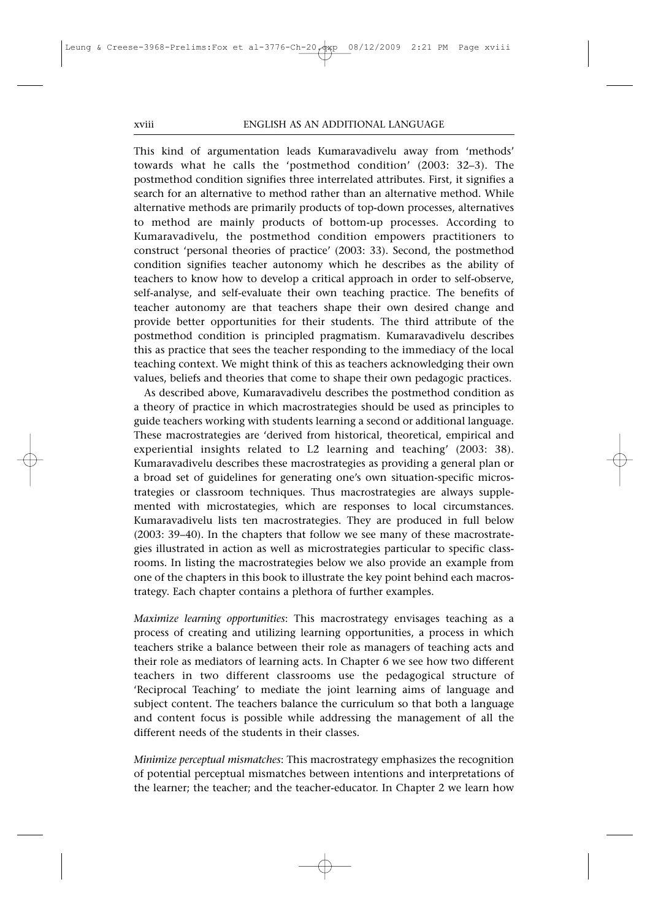This kind of argumentation leads Kumaravadivelu away from 'methods' towards what he calls the 'postmethod condition' (2003: 32–3). The postmethod condition signifies three interrelated attributes. First, it signifies a search for an alternative to method rather than an alternative method. While alternative methods are primarily products of top-down processes, alternatives to method are mainly products of bottom-up processes. According to Kumaravadivelu, the postmethod condition empowers practitioners to construct 'personal theories of practice' (2003: 33). Second, the postmethod condition signifies teacher autonomy which he describes as the ability of teachers to know how to develop a critical approach in order to self-observe, self-analyse, and self-evaluate their own teaching practice. The benefits of teacher autonomy are that teachers shape their own desired change and provide better opportunities for their students. The third attribute of the postmethod condition is principled pragmatism. Kumaravadivelu describes this as practice that sees the teacher responding to the immediacy of the local teaching context. We might think of this as teachers acknowledging their own values, beliefs and theories that come to shape their own pedagogic practices.

As described above, Kumaravadivelu describes the postmethod condition as a theory of practice in which macrostrategies should be used as principles to guide teachers working with students learning a second or additional language. These macrostrategies are 'derived from historical, theoretical, empirical and experiential insights related to L2 learning and teaching' (2003: 38). Kumaravadivelu describes these macrostrategies as providing a general plan or a broad set of guidelines for generating one's own situation-specific microstrategies or classroom techniques. Thus macrostrategies are always supplemented with microstategies, which are responses to local circumstances. Kumaravadivelu lists ten macrostrategies. They are produced in full below (2003: 39–40). In the chapters that follow we see many of these macrostrategies illustrated in action as well as microstrategies particular to specific classrooms. In listing the macrostrategies below we also provide an example from one of the chapters in this book to illustrate the key point behind each macrostrategy. Each chapter contains a plethora of further examples.

*Maximize learning opportunities*: This macrostrategy envisages teaching as a process of creating and utilizing learning opportunities, a process in which teachers strike a balance between their role as managers of teaching acts and their role as mediators of learning acts. In Chapter 6 we see how two different teachers in two different classrooms use the pedagogical structure of 'Reciprocal Teaching' to mediate the joint learning aims of language and subject content. The teachers balance the curriculum so that both a language and content focus is possible while addressing the management of all the different needs of the students in their classes.

*Minimize perceptual mismatches*: This macrostrategy emphasizes the recognition of potential perceptual mismatches between intentions and interpretations of the learner; the teacher; and the teacher-educator. In Chapter 2 we learn how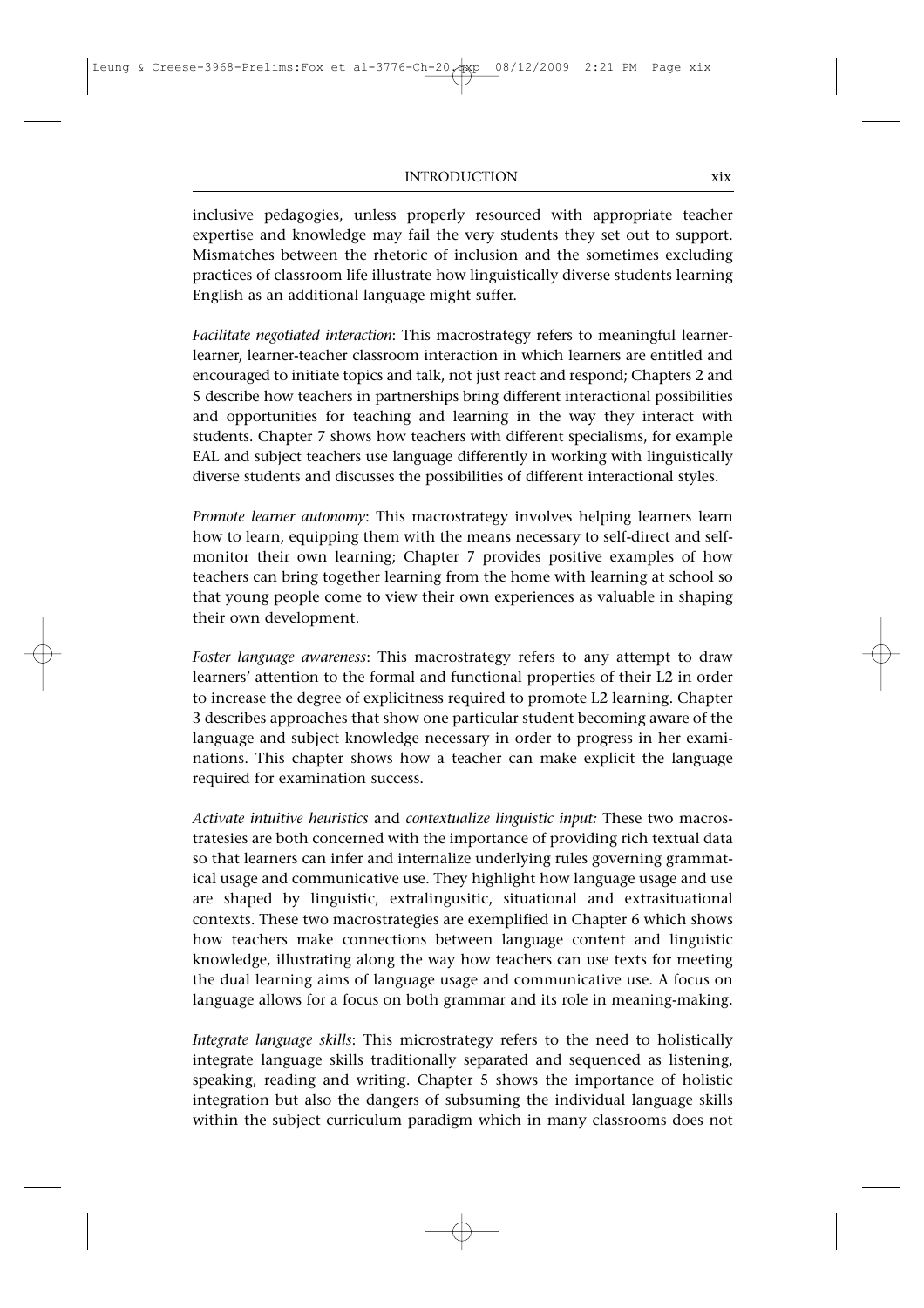inclusive pedagogies, unless properly resourced with appropriate teacher expertise and knowledge may fail the very students they set out to support. Mismatches between the rhetoric of inclusion and the sometimes excluding practices of classroom life illustrate how linguistically diverse students learning English as an additional language might suffer.

*Facilitate negotiated interaction*: This macrostrategy refers to meaningful learner-learner, learner-teacher classroom interaction in which learners are entitled and encouraged to initiate topics and talk, not just react and respond; Chapters 2 and 5 describe how teachers in partnerships bring different interactional possibilities and opportunities for teaching and learning in the way they interact with students. Chapter 7 shows how teachers with different specialisms, for example EAL and subject teachers use language differently in working with linguistically diverse students and discusses the possibilities of different interactional styles.

*Promote learner autonomy*: This macrostrategy involves helping learners learn how to learn, equipping them with the means necessary to self-direct and self-monitor their own learning; Chapter 7 provides positive examples of how teachers can bring together learning from the home with learning at school so that young people come to view their own experiences as valuable in shaping their own development.

*Foster language awareness*: This macrostrategy refers to any attempt to draw learners' attention to the formal and functional properties of their L2 in order to increase the degree of explicitness required to promote L2 learning. Chapter 3 describes approaches that show one particular student becoming aware of the language and subject knowledge necessary in order to progress in her examinations. This chapter shows how a teacher can make explicit the language required for examination success.

*Activate intuitive heuristics* and *contextualize linguistic input:* These two macrostratesies are both concerned with the importance of providing rich textual data so that learners can infer and internalize underlying rules governing grammatical usage and communicative use. They highlight how language usage and use are shaped by linguistic, extralingusitic, situational and extrasituational contexts. These two macrostrategies are exemplified in Chapter 6 which shows how teachers make connections between language content and linguistic knowledge, illustrating along the way how teachers can use texts for meeting the dual learning aims of language usage and communicative use. A focus on language allows for a focus on both grammar and its role in meaning-making.

*Integrate language skills*: This microstrategy refers to the need to holistically integrate language skills traditionally separated and sequenced as listening, speaking, reading and writing. Chapter 5 shows the importance of holistic integration but also the dangers of subsuming the individual language skills within the subject curriculum paradigm which in many classrooms does not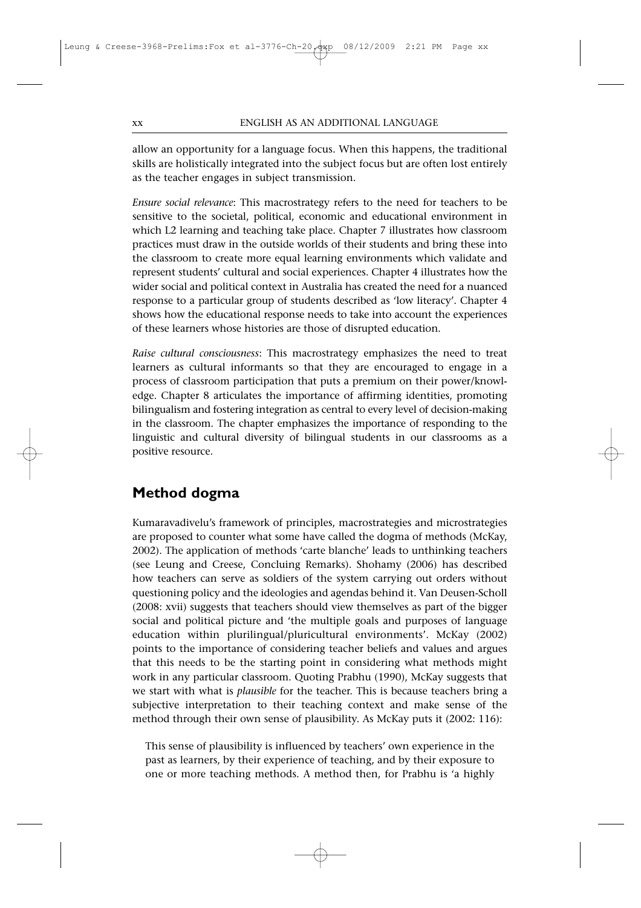allow an opportunity for a language focus. When this happens, the traditional skills are holistically integrated into the subject focus but are often lost entirely as the teacher engages in subject transmission.

*Ensure social relevance*: This macrostrategy refers to the need for teachers to be sensitive to the societal, political, economic and educational environment in which L2 learning and teaching take place. Chapter 7 illustrates how classroom practices must draw in the outside worlds of their students and bring these into the classroom to create more equal learning environments which validate and represent students' cultural and social experiences. Chapter 4 illustrates how the wider social and political context in Australia has created the need for a nuanced response to a particular group of students described as 'low literacy'. Chapter 4 shows how the educational response needs to take into account the experiences of these learners whose histories are those of disrupted education.

*Raise cultural consciousness*: This macrostrategy emphasizes the need to treat learners as cultural informants so that they are encouraged to engage in a process of classroom participation that puts a premium on their power/knowledge. Chapter 8 articulates the importance of affirming identities, promoting bilingualism and fostering integration as central to every level of decision-making in the classroom. The chapter emphasizes the importance of responding to the linguistic and cultural diversity of bilingual students in our classrooms as a positive resource.

## Method dogma

Kumaravadivelu's framework of principles, macrostrategies and microstrategies are proposed to counter what some have called the dogma of methods (McKay, 2002). The application of methods 'carte blanche' leads to unthinking teachers (see Leung and Creese, Concluing Remarks). Shohamy (2006) has described how teachers can serve as soldiers of the system carrying out orders without questioning policy and the ideologies and agendas behind it. Van Deusen-Scholl (2008: xvii) suggests that teachers should view themselves as part of the bigger social and political picture and 'the multiple goals and purposes of language education within plurilingual/pluricultural environments'. McKay (2002) points to the importance of considering teacher beliefs and values and argues that this needs to be the starting point in considering what methods might work in any particular classroom. Quoting Prabhu (1990), McKay suggests that we start with what is *plausible* for the teacher. This is because teachers bring a subjective interpretation to their teaching context and make sense of the method through their own sense of plausibility. As McKay puts it (2002: 116):

> This sense of plausibility is influenced by teachers' own experience in the past as learners, by their experience of teaching, and by their exposure to one or more teaching methods. A method then, for Prabhu is 'a highly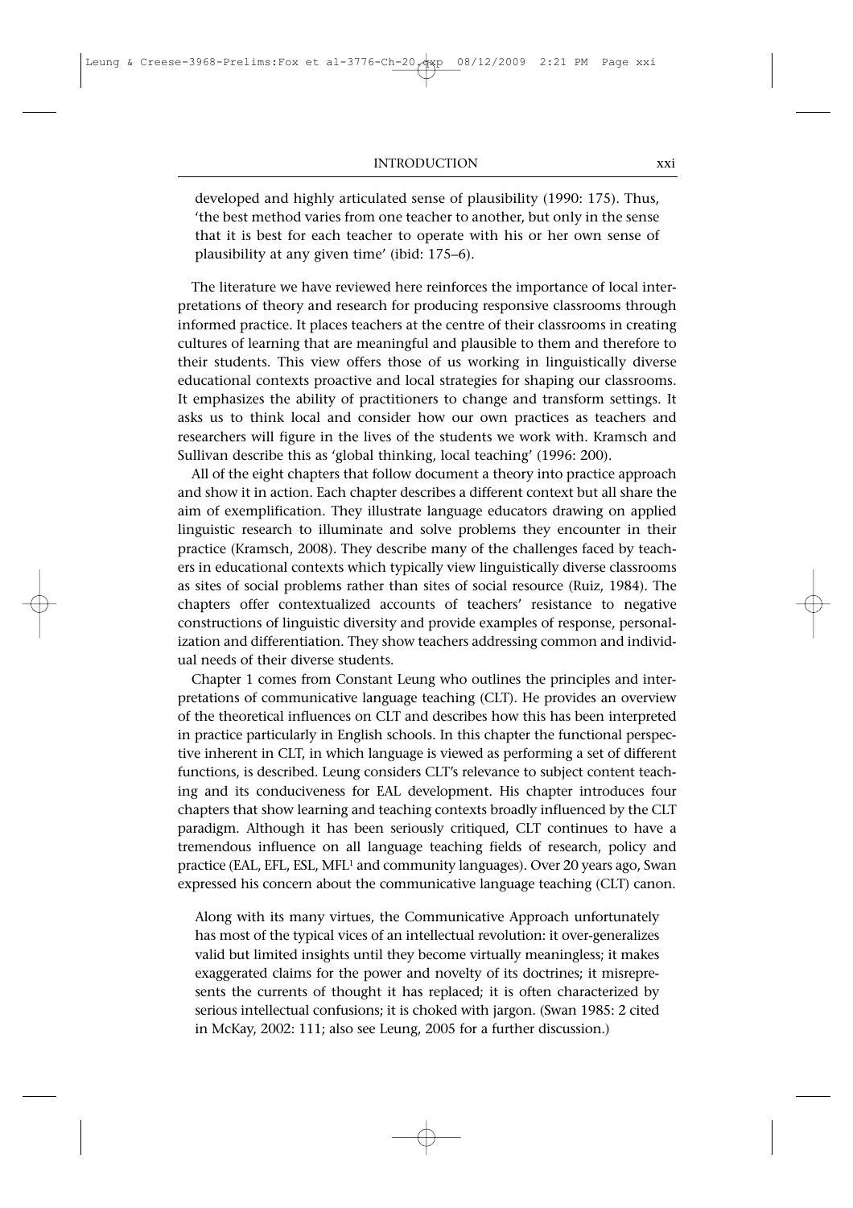developed and highly articulated sense of plausibility (1990: 175). Thus, 'the best method varies from one teacher to another, but only in the sense that it is best for each teacher to operate with his or her own sense of plausibility at any given time' (ibid: 175–6).

The literature we have reviewed here reinforces the importance of local interpretations of theory and research for producing responsive classrooms through informed practice. It places teachers at the centre of their classrooms in creating cultures of learning that are meaningful and plausible to them and therefore to their students. This view offers those of us working in linguistically diverse educational contexts proactive and local strategies for shaping our classrooms. It emphasizes the ability of practitioners to change and transform settings. It asks us to think local and consider how our own practices as teachers and researchers will figure in the lives of the students we work with. Kramsch and Sullivan describe this as 'global thinking, local teaching' (1996: 200).

All of the eight chapters that follow document a theory into practice approach and show it in action. Each chapter describes a different context but all share the aim of exemplification. They illustrate language educators drawing on applied linguistic research to illuminate and solve problems they encounter in their practice (Kramsch, 2008). They describe many of the challenges faced by teachers in educational contexts which typically view linguistically diverse classrooms as sites of social problems rather than sites of social resource (Ruiz, 1984). The chapters offer contextualized accounts of teachers' resistance to negative constructions of linguistic diversity and provide examples of response, personalization and differentiation. They show teachers addressing common and individual needs of their diverse students.

Chapter 1 comes from Constant Leung who outlines the principles and interpretations of communicative language teaching (CLT). He provides an overview of the theoretical influences on CLT and describes how this has been interpreted in practice particularly in English schools. In this chapter the functional perspective inherent in CLT, in which language is viewed as performing a set of different functions, is described. Leung considers CLT's relevance to subject content teaching and its conduciveness for EAL development. His chapter introduces four chapters that show learning and teaching contexts broadly influenced by the CLT paradigm. Although it has been seriously critiqued, CLT continues to have a tremendous influence on all language teaching fields of research, policy and practice (EAL, EFL, ESL, MFL[1] and community languages). Over 20 years ago, Swan expressed his concern about the communicative language teaching (CLT) canon.

> Along with its many virtues, the Communicative Approach unfortunately has most of the typical vices of an intellectual revolution: it over-generalizes valid but limited insights until they become virtually meaningless; it makes exaggerated claims for the power and novelty of its doctrines; it misrepresents the currents of thought it has replaced; it is often characterized by serious intellectual confusions; it is choked with jargon. (Swan 1985: 2 cited in McKay, 2002: 111; also see Leung, 2005 for a further discussion.)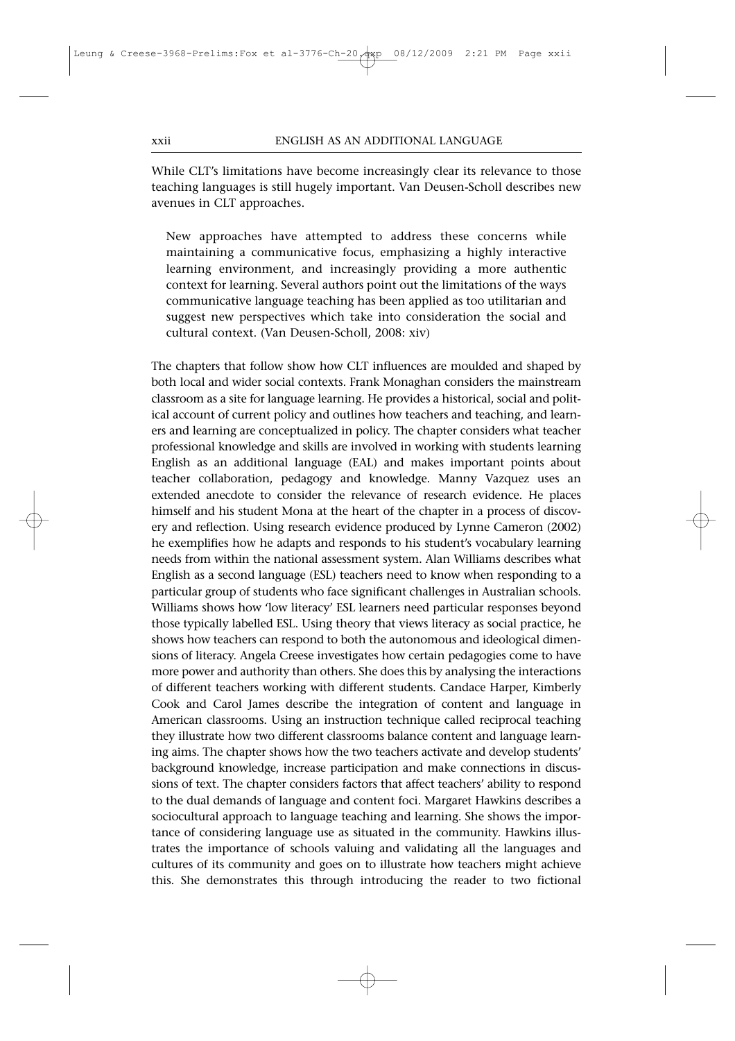While CLT's limitations have become increasingly clear its relevance to those teaching languages is still hugely important. Van Deusen-Scholl describes new avenues in CLT approaches.

> New approaches have attempted to address these concerns while maintaining a communicative focus, emphasizing a highly interactive learning environment, and increasingly providing a more authentic context for learning. Several authors point out the limitations of the ways communicative language teaching has been applied as too utilitarian and suggest new perspectives which take into consideration the social and cultural context. (Van Deusen-Scholl, 2008: xiv)

The chapters that follow show how CLT influences are moulded and shaped by both local and wider social contexts. Frank Monaghan considers the mainstream classroom as a site for language learning. He provides a historical, social and political account of current policy and outlines how teachers and teaching, and learners and learning are conceptualized in policy. The chapter considers what teacher professional knowledge and skills are involved in working with students learning English as an additional language (EAL) and makes important points about teacher collaboration, pedagogy and knowledge. Manny Vazquez uses an extended anecdote to consider the relevance of research evidence. He places himself and his student Mona at the heart of the chapter in a process of discovery and reflection. Using research evidence produced by Lynne Cameron (2002) he exemplifies how he adapts and responds to his student's vocabulary learning needs from within the national assessment system. Alan Williams describes what English as a second language (ESL) teachers need to know when responding to a particular group of students who face significant challenges in Australian schools. Williams shows how 'low literacy' ESL learners need particular responses beyond those typically labelled ESL. Using theory that views literacy as social practice, he shows how teachers can respond to both the autonomous and ideological dimensions of literacy. Angela Creese investigates how certain pedagogies come to have more power and authority than others. She does this by analysing the interactions of different teachers working with different students. Candace Harper, Kimberly Cook and Carol James describe the integration of content and language in American classrooms. Using an instruction technique called reciprocal teaching they illustrate how two different classrooms balance content and language learning aims. The chapter shows how the two teachers activate and develop students' background knowledge, increase participation and make connections in discussions of text. The chapter considers factors that affect teachers' ability to respond to the dual demands of language and content foci. Margaret Hawkins describes a sociocultural approach to language teaching and learning. She shows the importance of considering language use as situated in the community. Hawkins illustrates the importance of schools valuing and validating all the languages and cultures of its community and goes on to illustrate how teachers might achieve this. She demonstrates this through introducing the reader to two fictional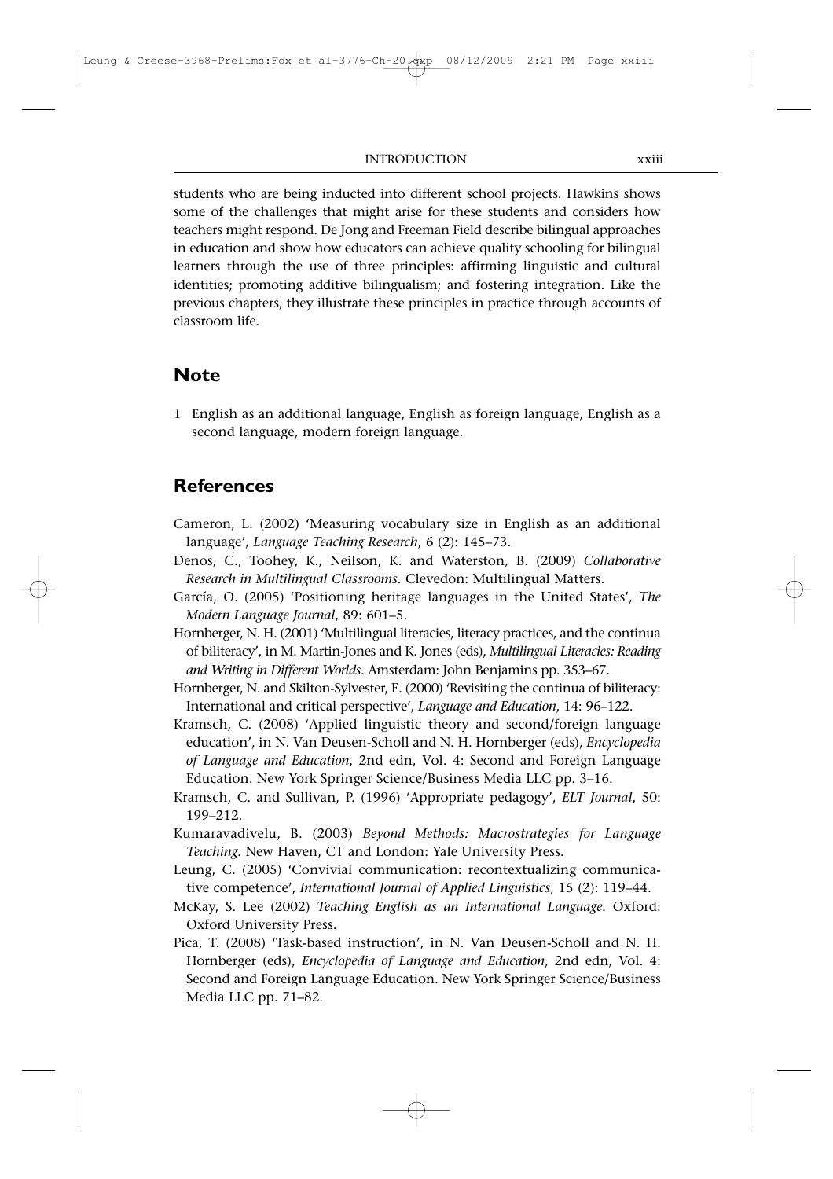students who are being inducted into different school projects. Hawkins shows some of the challenges that might arise for these students and considers how teachers might respond. De Jong and Freeman Field describe bilingual approaches in education and show how educators can achieve quality schooling for bilingual learners through the use of three principles: affirming linguistic and cultural identities; promoting additive bilingualism; and fostering integration. Like the previous chapters, they illustrate these principles in practice through accounts of classroom life.

## Note

1 English as an additional language, English as foreign language, English as a second language, modern foreign language.

## References

Cameron, L. (2002) 'Measuring vocabulary size in English as an additional language', *Language Teaching Research*, 6 (2): 145–73.

Denos, C., Toohey, K., Neilson, K. and Waterston, B. (2009) *Collaborative Research in Multilingual Classrooms*. Clevedon: Multilingual Matters.

García, O. (2005) 'Positioning heritage languages in the United States', *The Modern Language Journal*, 89: 601–5.

Hornberger, N. H. (2001) 'Multilingual literacies, literacy practices, and the continua of biliteracy', in M. Martin-Jones and K. Jones (eds), *Multilingual Literacies: Reading and Writing in Different Worlds*. Amsterdam: John Benjamins pp. 353–67.

Hornberger, N. and Skilton-Sylvester, E. (2000) 'Revisiting the continua of biliteracy: International and critical perspective', *Language and Education*, 14: 96–122.

Kramsch, C. (2008) 'Applied linguistic theory and second/foreign language education', in N. Van Deusen-Scholl and N. H. Hornberger (eds), *Encyclopedia of Language and Education*, 2nd edn, Vol. 4: Second and Foreign Language Education. New York Springer Science/Business Media LLC pp. 3–16.

Kramsch, C. and Sullivan, P. (1996) 'Appropriate pedagogy', *ELT Journal*, 50: 199–212.

Kumaravadivelu, B. (2003) *Beyond Methods: Macrostrategies for Language Teaching*. New Haven, CT and London: Yale University Press.

Leung, C. (2005) 'Convivial communication: recontextualizing communicative competence', *International Journal of Applied Linguistics*, 15 (2): 119–44.

McKay, S. Lee (2002) *Teaching English as an International Language*. Oxford: Oxford University Press.

Pica, T. (2008) 'Task-based instruction', in N. Van Deusen-Scholl and N. H. Hornberger (eds), *Encyclopedia of Language and Education*, 2nd edn, Vol. 4: Second and Foreign Language Education. New York Springer Science/Business Media LLC pp. 71–82.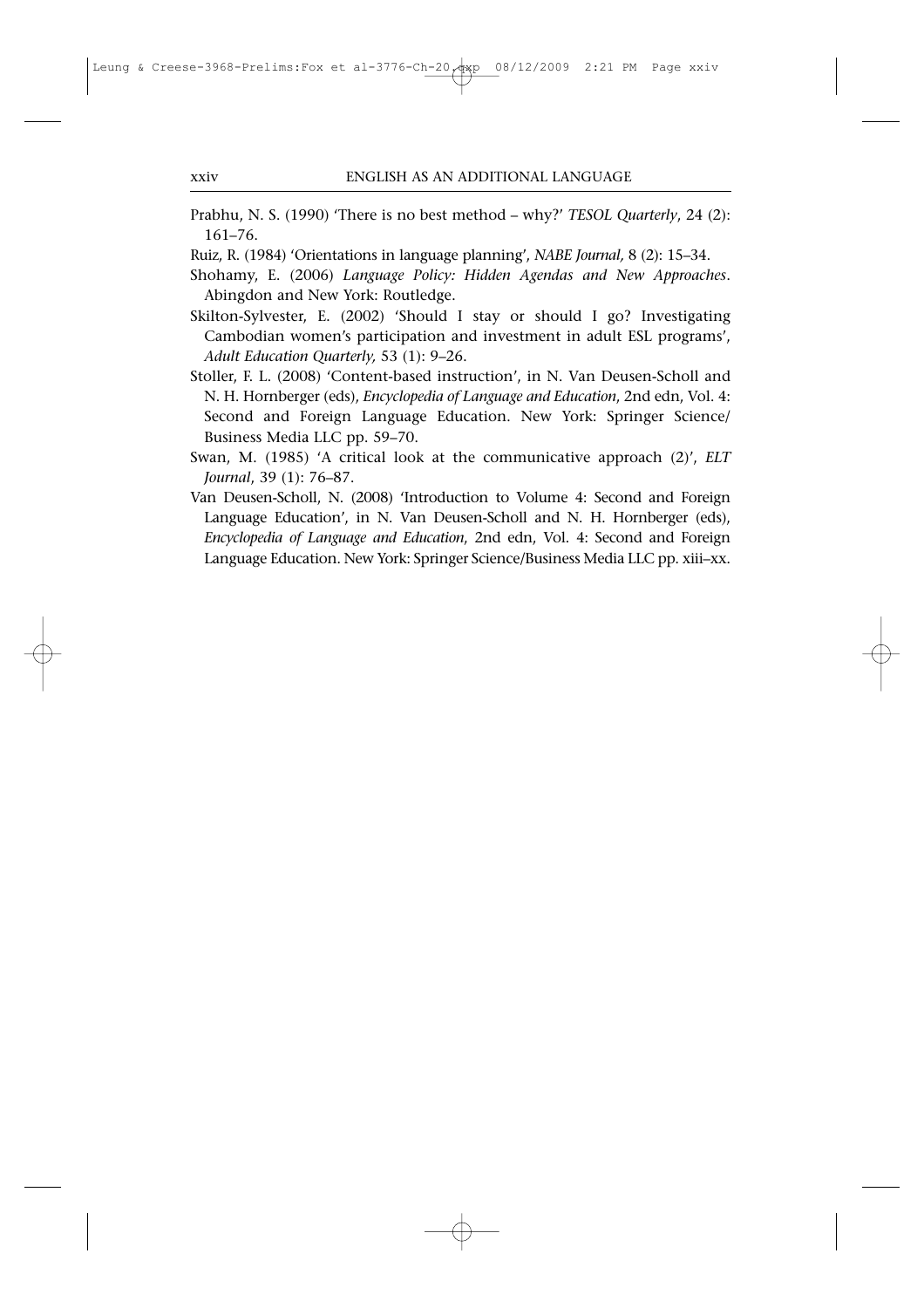Prabhu, N. S. (1990) 'There is no best method – why?' *TESOL Quarterly*, 24 (2): 161–76.

Ruiz, R. (1984) 'Orientations in language planning', *NABE Journal,* 8 (2): 15–34.

Shohamy, E. (2006) *Language Policy: Hidden Agendas and New Approaches*. Abingdon and New York: Routledge.

Skilton-Sylvester, E. (2002) 'Should I stay or should I go? Investigating Cambodian women's participation and investment in adult ESL programs', *Adult Education Quarterly,* 53 (1): 9–26.

Stoller, F. L. (2008) 'Content-based instruction', in N. Van Deusen-Scholl and N. H. Hornberger (eds), *Encyclopedia of Language and Education*, 2nd edn, Vol. 4: Second and Foreign Language Education. New York: Springer Science/ Business Media LLC pp. 59–70.

Swan, M. (1985) 'A critical look at the communicative approach (2)', *ELT Journal*, 39 (1): 76–87.

Van Deusen-Scholl, N. (2008) 'Introduction to Volume 4: Second and Foreign Language Education', in N. Van Deusen-Scholl and N. H. Hornberger (eds), *Encyclopedia of Language and Education*, 2nd edn, Vol. 4: Second and Foreign Language Education. New York: Springer Science/Business Media LLC pp. xiii–xx.